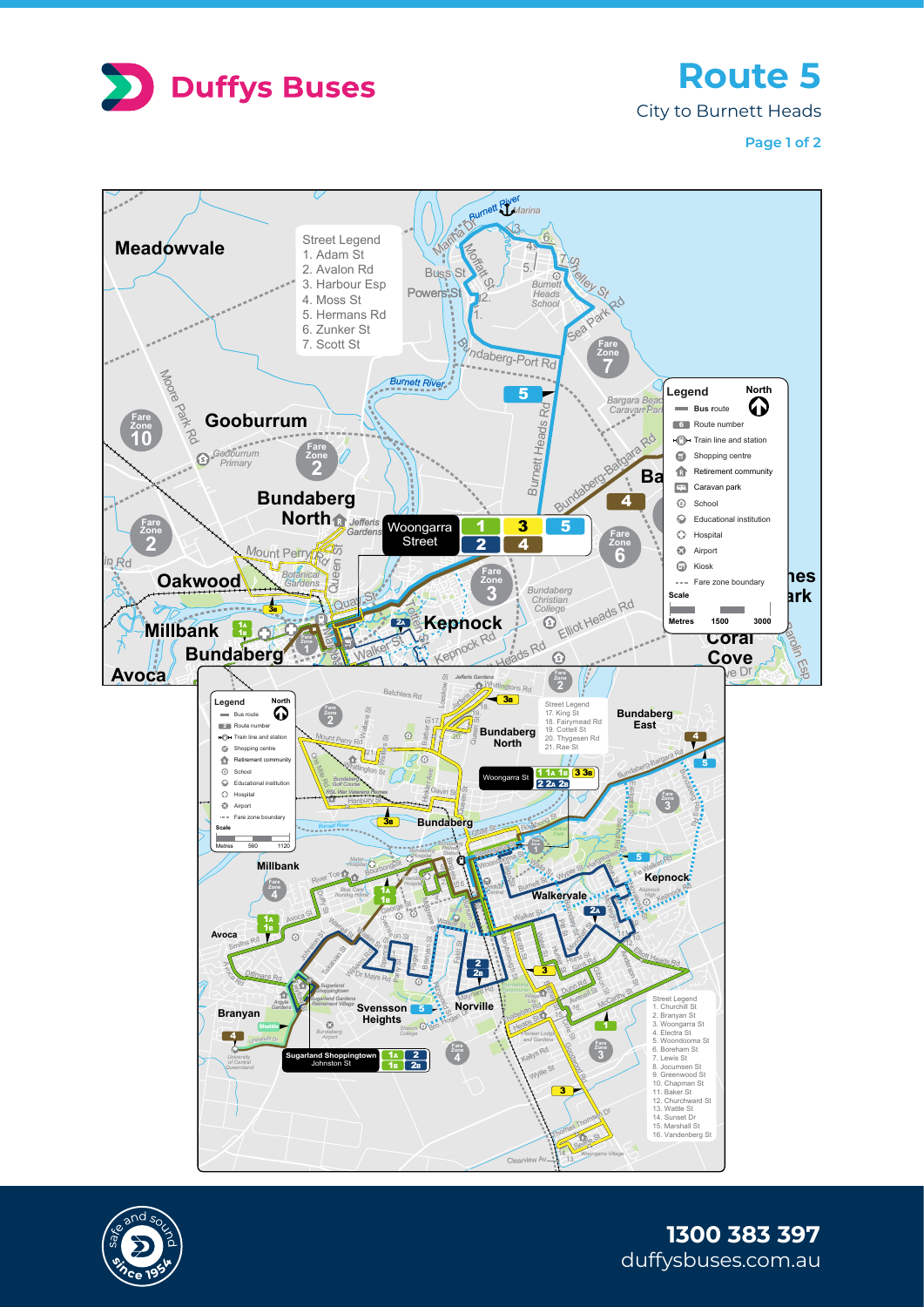# Duffys Buses

## Route 5

City to Burnett Heads

Page 1 of 2

Street Legend
1. Adam St
2. Avalon Rd
3. Harbour Esp
4. Moss St
5. Hermans Rd
6. Zunker St
7. Scott St

Legend
- Bus route
- Route number
- Train line and station
- Shopping centre
- Retirement community
- Caravan park
- School
- Educational institution
- Hospital
- Airport
- Kiosk
- Fare zone boundary

Scale: Metres 1500 3000

Woongarra Street: 1, 3, 5, 2, 4

Street Legend
17. King St
18. Fairymead Rd
19. Cottell St
20. Thygesen Rd
21. Rae St

Woongarra St: 1, 1A, 1B, 3, 3B, 2, 2A, 2B

Sugarland Shoppingtown Johnston St: 1A, 1B, 2, 2B

Street Legend
1. Churchill St
2. Branyan St
3. Woongarra St
4. Electra St
5. Woondooma St
6. Boreham St
7. Lewis St
8. Jocumsen St
9. Greenwood St
10. Chapman St
11. Baker St
12. Churchward St
13. Wattle St
14. Sunset Dr
15. Marshall St
16. Vandenberg St

Legend
- Bus route
- Route number
- Train line and station
- Shopping centre
- Retirement community
- School
- Educational institution
- Hospital
- Airport
- Fare zone boundary

Scale: Metres 560 1120

safe and sound since 1954

**1300 383 397**
duffysbuses.com.au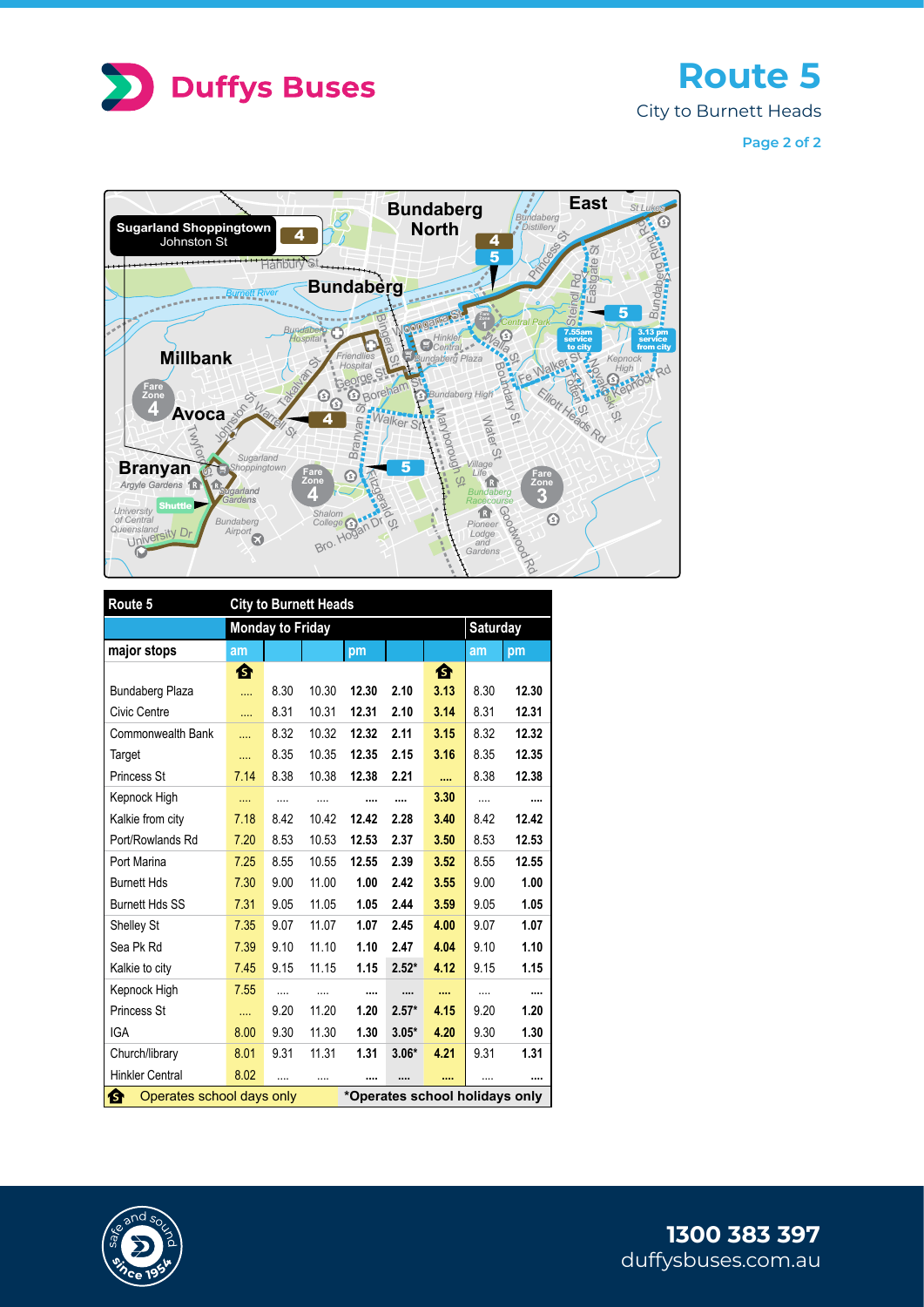# Duffys Buses

## Route 5

City to Burnett Heads

Sugarland Shoppingtown
Johnston St
4
Bundaberg North
4
5
East
Bundaberg
Millbank
Fare Zone 4
Avoca
Branyan
Fare Zone 4
Fare Zone 1
Fare Zone 3
5
5
4
Shuttle
7.55am service to city
3.13 pm service from city

| Route 5 | City to Burnett Heads | | | | | | | |
|---|---|---|---|---|---|---|---|---|
| | Monday to Friday | | | | | | Saturday | |
| major stops | am | | | pm | | | am | pm |
| | 🏫 | | | | | 🏫 | | |
| Bundaberg Plaza | .... | 8.30 | 10.30 | 12.30 | 2.10 | 3.13 | 8.30 | 12.30 |
| Civic Centre | .... | 8.31 | 10.31 | 12.31 | 2.10 | 3.14 | 8.31 | 12.31 |
| Commonwealth Bank | .... | 8.32 | 10.32 | 12.32 | 2.11 | 3.15 | 8.32 | 12.32 |
| Target | .... | 8.35 | 10.35 | 12.35 | 2.15 | 3.16 | 8.35 | 12.35 |
| Princess St | 7.14 | 8.38 | 10.38 | 12.38 | 2.21 | .... | 8.38 | 12.38 |
| Kepnock High | .... | .... | .... | .... | .... | 3.30 | .... | .... |
| Kalkie from city | 7.18 | 8.42 | 10.42 | 12.42 | 2.28 | 3.40 | 8.42 | 12.42 |
| Port/Rowlands Rd | 7.20 | 8.53 | 10.53 | 12.53 | 2.37 | 3.50 | 8.53 | 12.53 |
| Port Marina | 7.25 | 8.55 | 10.55 | 12.55 | 2.39 | 3.52 | 8.55 | 12.55 |
| Burnett Hds | 7.30 | 9.00 | 11.00 | 1.00 | 2.42 | 3.55 | 9.00 | 1.00 |
| Burnett Hds SS | 7.31 | 9.05 | 11.05 | 1.05 | 2.44 | 3.59 | 9.05 | 1.05 |
| Shelley St | 7.35 | 9.07 | 11.07 | 1.07 | 2.45 | 4.00 | 9.07 | 1.07 |
| Sea Pk Rd | 7.39 | 9.10 | 11.10 | 1.10 | 2.47 | 4.04 | 9.10 | 1.10 |
| Kalkie to city | 7.45 | 9.15 | 11.15 | 1.15 | 2.52* | 4.12 | 9.15 | 1.15 |
| Kepnock High | 7.55 | .... | .... | .... | .... | .... | .... | .... |
| Princess St | .... | 9.20 | 11.20 | 1.20 | 2.57* | 4.15 | 9.20 | 1.20 |
| IGA | 8.00 | 9.30 | 11.30 | 1.30 | 3.05* | 4.20 | 9.30 | 1.30 |
| Church/library | 8.01 | 9.31 | 11.31 | 1.31 | 3.06* | 4.21 | 9.31 | 1.31 |
| Hinkler Central | 8.02 | .... | .... | .... | .... | .... | .... | .... |

🏫 Operates school days only *Operates school holidays only

safe and sound since 1954

1300 383 397
duffysbuses.com.au